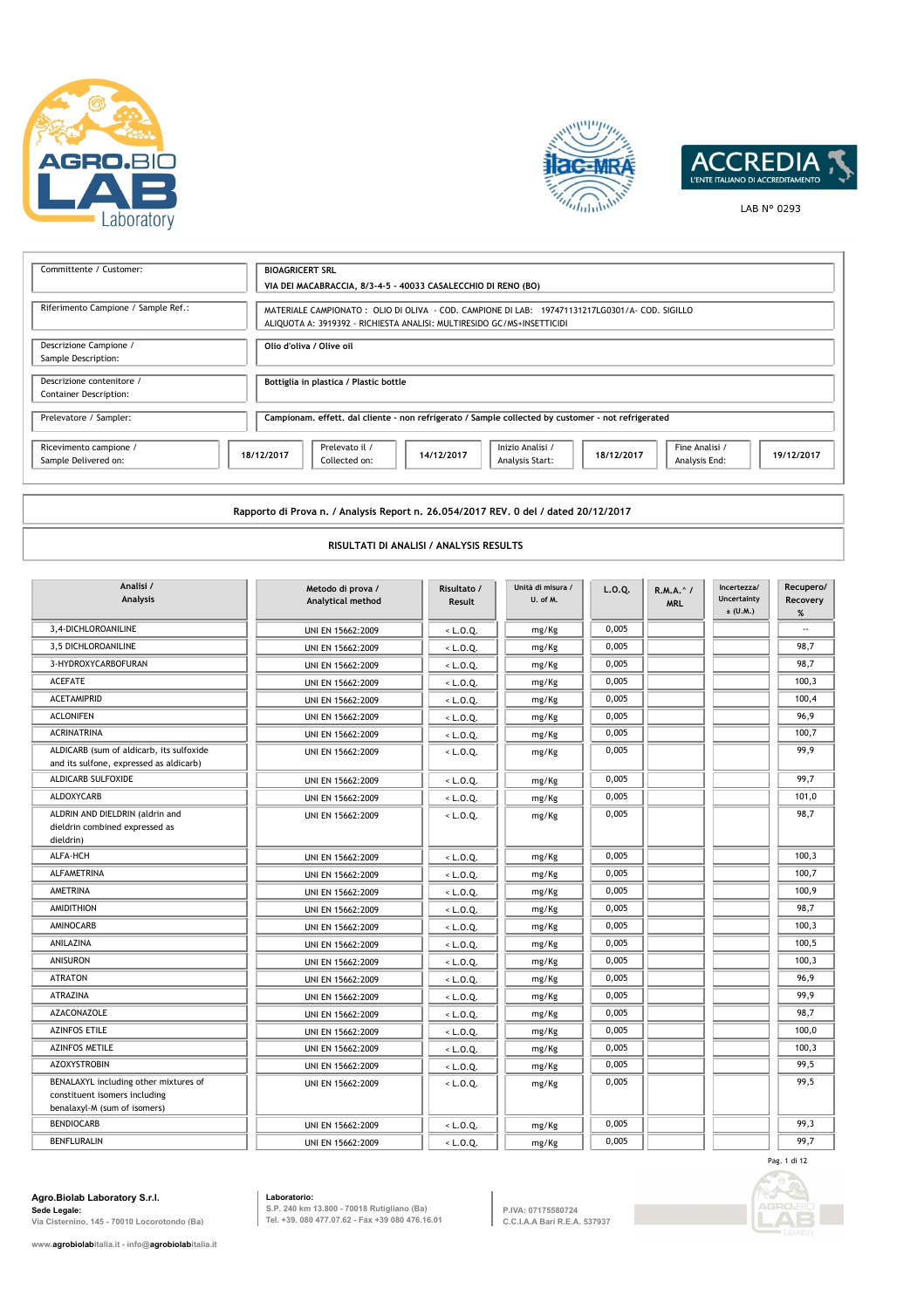AGRO.BIO LAB Laboratory

ACCREDIA L'ENTE ITALIANO DI ACCREDITAMENTO

LAB N° 0293

| | |
|---|---|
| Committente / Customer: | BIOAGRICERT SRL<br>VIA DEI MACABRACCIA, 8/3-4-5 - 40033 CASALECCHIO DI RENO (BO) |
| Riferimento Campione / Sample Ref.: | MATERIALE CAMPIONATO : OLIO DI OLIVA - COD. CAMPIONE DI LAB: 197471131217LG0301/A- COD. SIGILLO ALIQUOTA A: 3919392 - RICHIESTA ANALISI: MULTIRESIDO GC/MS+INSETTICIDI |
| Descrizione Campione / Sample Description: | Olio d'oliva / Olive oil |
| Descrizione contenitore / Container Description: | Bottiglia in plastica / Plastic bottle |
| Prelevatore / Sampler: | Campionam. effett. dal cliente - non refrigerato / Sample collected by customer - not refrigerated |

| Ricevimento campione / Sample Delivered on: | 18/12/2017 | Prelevato il / Collected on: | 14/12/2017 | Inizio Analisi / Analysis Start: | 18/12/2017 | Fine Analisi / Analysis End: | 19/12/2017 |
|---|---|---|---|---|---|---|---|

**Rapporto di Prova n. / Analysis Report n. 26.054/2017 REV. 0 del / dated 20/12/2017**

**RISULTATI DI ANALISI / ANALYSIS RESULTS**

| Analisi / Analysis | Metodo di prova / Analytical method | Risultato / Result | Unità di misura / U. of M. | L.O.Q. | R.M.A.^ / MRL | Incertezza/ Uncertainty ± (U.M.) | Recupero/ Recovery % |
|---|---|---|---|---|---|---|---|
| 3,4-DICHLOROANILINE | UNI EN 15662:2009 | < L.O.Q. | mg/Kg | 0,005 | | | -- |
| 3,5 DICHLOROANILINE | UNI EN 15662:2009 | < L.O.Q. | mg/Kg | 0,005 | | | 98,7 |
| 3-HYDROXYCARBOFURAN | UNI EN 15662:2009 | < L.O.Q. | mg/Kg | 0,005 | | | 98,7 |
| ACEFATE | UNI EN 15662:2009 | < L.O.Q. | mg/Kg | 0,005 | | | 100,3 |
| ACETAMIPRID | UNI EN 15662:2009 | < L.O.Q. | mg/Kg | 0,005 | | | 100,4 |
| ACLONIFEN | UNI EN 15662:2009 | < L.O.Q. | mg/Kg | 0,005 | | | 96,9 |
| ACRINATRINA | UNI EN 15662:2009 | < L.O.Q. | mg/Kg | 0,005 | | | 100,7 |
| ALDICARB (sum of aldicarb, its sulfoxide and its sulfone, expressed as aldicarb) | UNI EN 15662:2009 | < L.O.Q. | mg/Kg | 0,005 | | | 99,9 |
| ALDICARB SULFOXIDE | UNI EN 15662:2009 | < L.O.Q. | mg/Kg | 0,005 | | | 99,7 |
| ALDOXYCARB | UNI EN 15662:2009 | < L.O.Q. | mg/Kg | 0,005 | | | 101,0 |
| ALDRIN AND DIELDRIN (aldrin and dieldrin combined expressed as dieldrin) | UNI EN 15662:2009 | < L.O.Q. | mg/Kg | 0,005 | | | 98,7 |
| ALFA-HCH | UNI EN 15662:2009 | < L.O.Q. | mg/Kg | 0,005 | | | 100,3 |
| ALFAMETRINA | UNI EN 15662:2009 | < L.O.Q. | mg/Kg | 0,005 | | | 100,7 |
| AMETRINA | UNI EN 15662:2009 | < L.O.Q. | mg/Kg | 0,005 | | | 100,9 |
| AMIDITHION | UNI EN 15662:2009 | < L.O.Q. | mg/Kg | 0,005 | | | 98,7 |
| AMINOCARB | UNI EN 15662:2009 | < L.O.Q. | mg/Kg | 0,005 | | | 100,3 |
| ANILAZINA | UNI EN 15662:2009 | < L.O.Q. | mg/Kg | 0,005 | | | 100,5 |
| ANISURON | UNI EN 15662:2009 | < L.O.Q. | mg/Kg | 0,005 | | | 100,3 |
| ATRATON | UNI EN 15662:2009 | < L.O.Q. | mg/Kg | 0,005 | | | 96,9 |
| ATRAZINA | UNI EN 15662:2009 | < L.O.Q. | mg/Kg | 0,005 | | | 99,9 |
| AZACONAZOLE | UNI EN 15662:2009 | < L.O.Q. | mg/Kg | 0,005 | | | 98,7 |
| AZINFOS ETILE | UNI EN 15662:2009 | < L.O.Q. | mg/Kg | 0,005 | | | 100,0 |
| AZINFOS METILE | UNI EN 15662:2009 | < L.O.Q. | mg/Kg | 0,005 | | | 100,3 |
| AZOXYSTROBIN | UNI EN 15662:2009 | < L.O.Q. | mg/Kg | 0,005 | | | 99,5 |
| BENALAXYL including other mixtures of constituent isomers including benalaxyl-M (sum of isomers) | UNI EN 15662:2009 | < L.O.Q. | mg/Kg | 0,005 | | | 99,5 |
| BENDIOCARB | UNI EN 15662:2009 | < L.O.Q. | mg/Kg | 0,005 | | | 99,3 |
| BENFLURALIN | UNI EN 15662:2009 | < L.O.Q. | mg/Kg | 0,005 | | | 99,7 |

**Agro.Biolab Laboratory S.r.l.**
**Sede Legale:**
Via Cisternino, 145 - 70010 Locorotondo (Ba)

**Laboratorio:**
S.P. 240 km 13.800 - 70018 Rutigliano (Ba)
Tel. +39. 080 477.07.62 - Fax +39 080 476.16.01

P.IVA: 07175580724
C.C.I.A.A Bari R.E.A. 537937

www.agrobiolabitalia.it - info@agrobiolabitalia.it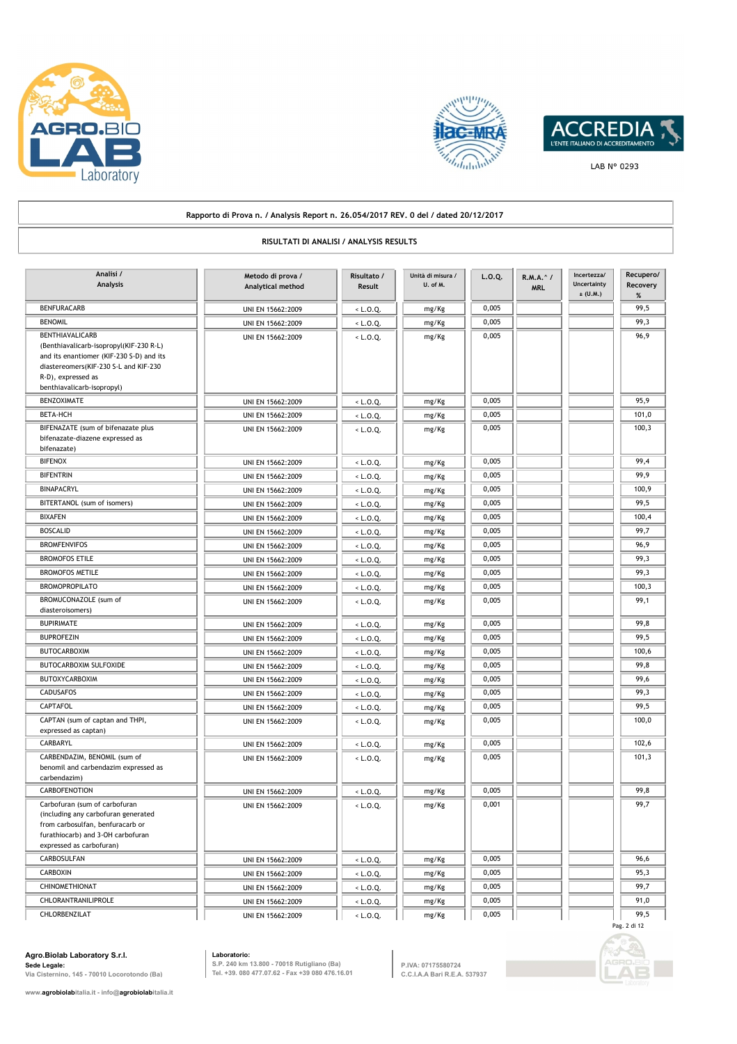Rapporto di Prova n. / Analysis Report n. 26.054/2017 REV. 0 del / dated 20/12/2017

## RISULTATI DI ANALISI / ANALYSIS RESULTS

| Analisi / Analysis | Metodo di prova / Analytical method | Risultato / Result | Unità di misura / U. of M. | L.O.Q. | R.M.A.^ / MRL | Incertezza/ Uncertainty ± (U.M.) | Recupero/ Recovery % |
|---|---|---|---|---|---|---|---|
| BENFURACARB | UNI EN 15662:2009 | < L.O.Q. | mg/Kg | 0,005 | | | 99,5 |
| BENOMIL | UNI EN 15662:2009 | < L.O.Q. | mg/Kg | 0,005 | | | 99,3 |
| BENTHIAVALICARB (Benthiavalicarb-isopropyl(KIF-230 R-L) and its enantiomer (KIF-230 S-D) and its diastereomers(KIF-230 S-L and KIF-230 R-D), expressed as benthiavalicarb-isopropyl) | UNI EN 15662:2009 | < L.O.Q. | mg/Kg | 0,005 | | | 96,9 |
| BENZOXIMATE | UNI EN 15662:2009 | < L.O.Q. | mg/Kg | 0,005 | | | 95,9 |
| BETA-HCH | UNI EN 15662:2009 | < L.O.Q. | mg/Kg | 0,005 | | | 101,0 |
| BIFENAZATE (sum of bifenazate plus bifenazate-diazene expressed as bifenazate) | UNI EN 15662:2009 | < L.O.Q. | mg/Kg | 0,005 | | | 100,3 |
| BIFENOX | UNI EN 15662:2009 | < L.O.Q. | mg/Kg | 0,005 | | | 99,4 |
| BIFENTRIN | UNI EN 15662:2009 | < L.O.Q. | mg/Kg | 0,005 | | | 99,9 |
| BINAPACRYL | UNI EN 15662:2009 | < L.O.Q. | mg/Kg | 0,005 | | | 100,9 |
| BITERTANOL (sum of isomers) | UNI EN 15662:2009 | < L.O.Q. | mg/Kg | 0,005 | | | 99,5 |
| BIXAFEN | UNI EN 15662:2009 | < L.O.Q. | mg/Kg | 0,005 | | | 100,4 |
| BOSCALID | UNI EN 15662:2009 | < L.O.Q. | mg/Kg | 0,005 | | | 99,7 |
| BROMFENVIFOS | UNI EN 15662:2009 | < L.O.Q. | mg/Kg | 0,005 | | | 96,9 |
| BROMOFOS ETILE | UNI EN 15662:2009 | < L.O.Q. | mg/Kg | 0,005 | | | 99,3 |
| BROMOFOS METILE | UNI EN 15662:2009 | < L.O.Q. | mg/Kg | 0,005 | | | 99,3 |
| BROMOPROPILATO | UNI EN 15662:2009 | < L.O.Q. | mg/Kg | 0,005 | | | 100,3 |
| BROMUCONAZOLE (sum of diasteroisomers) | UNI EN 15662:2009 | < L.O.Q. | mg/Kg | 0,005 | | | 99,1 |
| BUPIRIMATE | UNI EN 15662:2009 | < L.O.Q. | mg/Kg | 0,005 | | | 99,8 |
| BUPROFEZIN | UNI EN 15662:2009 | < L.O.Q. | mg/Kg | 0,005 | | | 99,5 |
| BUTOCARBOXIM | UNI EN 15662:2009 | < L.O.Q. | mg/Kg | 0,005 | | | 100,6 |
| BUTOCARBOXIM SULFOXIDE | UNI EN 15662:2009 | < L.O.Q. | mg/Kg | 0,005 | | | 99,8 |
| BUTOXYCARBOXIM | UNI EN 15662:2009 | < L.O.Q. | mg/Kg | 0,005 | | | 99,6 |
| CADUSAFOS | UNI EN 15662:2009 | < L.O.Q. | mg/Kg | 0,005 | | | 99,3 |
| CAPTAFOL | UNI EN 15662:2009 | < L.O.Q. | mg/Kg | 0,005 | | | 99,5 |
| CAPTAN (sum of captan and THPI, expressed as captan) | UNI EN 15662:2009 | < L.O.Q. | mg/Kg | 0,005 | | | 100,0 |
| CARBARYL | UNI EN 15662:2009 | < L.O.Q. | mg/Kg | 0,005 | | | 102,6 |
| CARBENDAZIM, BENOMIL (sum of benomil and carbendazim expressed as carbendazim) | UNI EN 15662:2009 | < L.O.Q. | mg/Kg | 0,005 | | | 101,3 |
| CARBOFENOTION | UNI EN 15662:2009 | < L.O.Q. | mg/Kg | 0,005 | | | 99,8 |
| Carbofuran (sum of carbofuran (including any carbofuran generated from carbosulfan, benfuracarb or furathiocarb) and 3-OH carbofuran expressed as carbofuran) | UNI EN 15662:2009 | < L.O.Q. | mg/Kg | 0,001 | | | 99,7 |
| CARBOSULFAN | UNI EN 15662:2009 | < L.O.Q. | mg/Kg | 0,005 | | | 96,6 |
| CARBOXIN | UNI EN 15662:2009 | < L.O.Q. | mg/Kg | 0,005 | | | 95,3 |
| CHINOMETHIONAT | UNI EN 15662:2009 | < L.O.Q. | mg/Kg | 0,005 | | | 99,7 |
| CHLORANTRANILIPROLE | UNI EN 15662:2009 | < L.O.Q. | mg/Kg | 0,005 | | | 91,0 |
| CHLORBENZILAT | UNI EN 15662:2009 | < L.O.Q. | mg/Kg | 0,005 | | | 99,5 |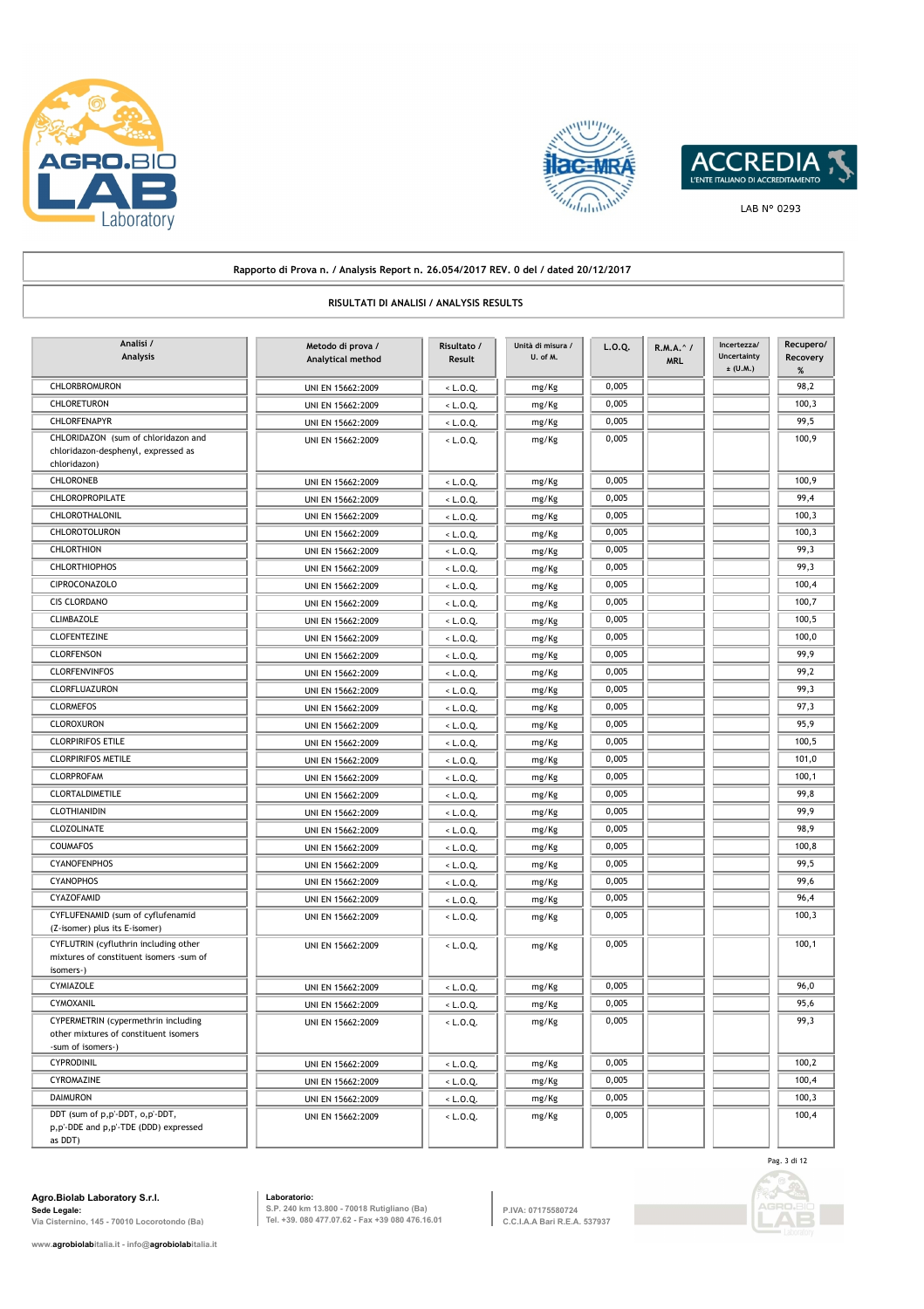Rapporto di Prova n. / Analysis Report n. 26.054/2017 REV. 0 del / dated 20/12/2017

## RISULTATI DI ANALISI / ANALYSIS RESULTS

| Analisi / Analysis | Metodo di prova / Analytical method | Risultato / Result | Unità di misura / U. of M. | L.O.Q. | R.M.A.^ / MRL | Incertezza/ Uncertainty ± (U.M.) | Recupero/ Recovery % |
|---|---|---|---|---|---|---|---|
| CHLORBROMURON | UNI EN 15662:2009 | < L.O.Q. | mg/Kg | 0,005 | | | 98,2 |
| CHLORETURON | UNI EN 15662:2009 | < L.O.Q. | mg/Kg | 0,005 | | | 100,3 |
| CHLORFENAPYR | UNI EN 15662:2009 | < L.O.Q. | mg/Kg | 0,005 | | | 99,5 |
| CHLORIDAZON (sum of chloridazon and chloridazon-desphenyl, expressed as chloridazon) | UNI EN 15662:2009 | < L.O.Q. | mg/Kg | 0,005 | | | 100,9 |
| CHLORONEB | UNI EN 15662:2009 | < L.O.Q. | mg/Kg | 0,005 | | | 100,9 |
| CHLOROPROPILATE | UNI EN 15662:2009 | < L.O.Q. | mg/Kg | 0,005 | | | 99,4 |
| CHLOROTHALONIL | UNI EN 15662:2009 | < L.O.Q. | mg/Kg | 0,005 | | | 100,3 |
| CHLOROTOLURON | UNI EN 15662:2009 | < L.O.Q. | mg/Kg | 0,005 | | | 100,3 |
| CHLORTHION | UNI EN 15662:2009 | < L.O.Q. | mg/Kg | 0,005 | | | 99,3 |
| CHLORTHIOPHOS | UNI EN 15662:2009 | < L.O.Q. | mg/Kg | 0,005 | | | 99,3 |
| CIPROCONAZOLO | UNI EN 15662:2009 | < L.O.Q. | mg/Kg | 0,005 | | | 100,4 |
| CIS CLORDANO | UNI EN 15662:2009 | < L.O.Q. | mg/Kg | 0,005 | | | 100,7 |
| CLIMBAZOLE | UNI EN 15662:2009 | < L.O.Q. | mg/Kg | 0,005 | | | 100,5 |
| CLOFENTEZINE | UNI EN 15662:2009 | < L.O.Q. | mg/Kg | 0,005 | | | 100,0 |
| CLORFENSON | UNI EN 15662:2009 | < L.O.Q. | mg/Kg | 0,005 | | | 99,9 |
| CLORFENVINFOS | UNI EN 15662:2009 | < L.O.Q. | mg/Kg | 0,005 | | | 99,2 |
| CLORFLUAZURON | UNI EN 15662:2009 | < L.O.Q. | mg/Kg | 0,005 | | | 99,3 |
| CLORMEFOS | UNI EN 15662:2009 | < L.O.Q. | mg/Kg | 0,005 | | | 97,3 |
| CLOROXURON | UNI EN 15662:2009 | < L.O.Q. | mg/Kg | 0,005 | | | 95,9 |
| CLORPIRIFOS ETILE | UNI EN 15662:2009 | < L.O.Q. | mg/Kg | 0,005 | | | 100,5 |
| CLORPIRIFOS METILE | UNI EN 15662:2009 | < L.O.Q. | mg/Kg | 0,005 | | | 101,0 |
| CLORPROFAM | UNI EN 15662:2009 | < L.O.Q. | mg/Kg | 0,005 | | | 100,1 |
| CLORTALDIMETILE | UNI EN 15662:2009 | < L.O.Q. | mg/Kg | 0,005 | | | 99,8 |
| CLOTHIANIDIN | UNI EN 15662:2009 | < L.O.Q. | mg/Kg | 0,005 | | | 99,9 |
| CLOZOLINATE | UNI EN 15662:2009 | < L.O.Q. | mg/Kg | 0,005 | | | 98,9 |
| COUMAFOS | UNI EN 15662:2009 | < L.O.Q. | mg/Kg | 0,005 | | | 100,8 |
| CYANOFENPHOS | UNI EN 15662:2009 | < L.O.Q. | mg/Kg | 0,005 | | | 99,5 |
| CYANOPHOS | UNI EN 15662:2009 | < L.O.Q. | mg/Kg | 0,005 | | | 99,6 |
| CYAZOFAMID | UNI EN 15662:2009 | < L.O.Q. | mg/Kg | 0,005 | | | 96,4 |
| CYFLUFENAMID (sum of cyflufenamid (Z-isomer) plus its E-isomer) | UNI EN 15662:2009 | < L.O.Q. | mg/Kg | 0,005 | | | 100,3 |
| CYFLUTRIN (cyfluthrin including other mixtures of constituent isomers -sum of isomers-) | UNI EN 15662:2009 | < L.O.Q. | mg/Kg | 0,005 | | | 100,1 |
| CYMIAZOLE | UNI EN 15662:2009 | < L.O.Q. | mg/Kg | 0,005 | | | 96,0 |
| CYMOXANIL | UNI EN 15662:2009 | < L.O.Q. | mg/Kg | 0,005 | | | 95,6 |
| CYPERMETRIN (cypermethrin including other mixtures of constituent isomers -sum of isomers-) | UNI EN 15662:2009 | < L.O.Q. | mg/Kg | 0,005 | | | 99,3 |
| CYPRODINIL | UNI EN 15662:2009 | < L.O.Q. | mg/Kg | 0,005 | | | 100,2 |
| CYROMAZINE | UNI EN 15662:2009 | < L.O.Q. | mg/Kg | 0,005 | | | 100,4 |
| DAIMURON | UNI EN 15662:2009 | < L.O.Q. | mg/Kg | 0,005 | | | 100,3 |
| DDT (sum of p,p'-DDT, o,p'-DDT, p,p'-DDE and p,p'-TDE (DDD) expressed as DDT) | UNI EN 15662:2009 | < L.O.Q. | mg/Kg | 0,005 | | | 100,4 |

**Agro.Biolab Laboratory S.r.l.**
**Sede Legale:**
Via Cisternino, 145 - 70010 Locorotondo (Ba)

**Laboratorio:**
S.P. 240 km 13.800 - 70018 Rutigliano (Ba)
Tel. +39. 080 477.07.62 - Fax +39 080 476.16.01

P.IVA: 07175580724
C.C.I.A.A Bari R.E.A. 537937

www.agrobiolabitalia.it - info@agrobiolabitalia.it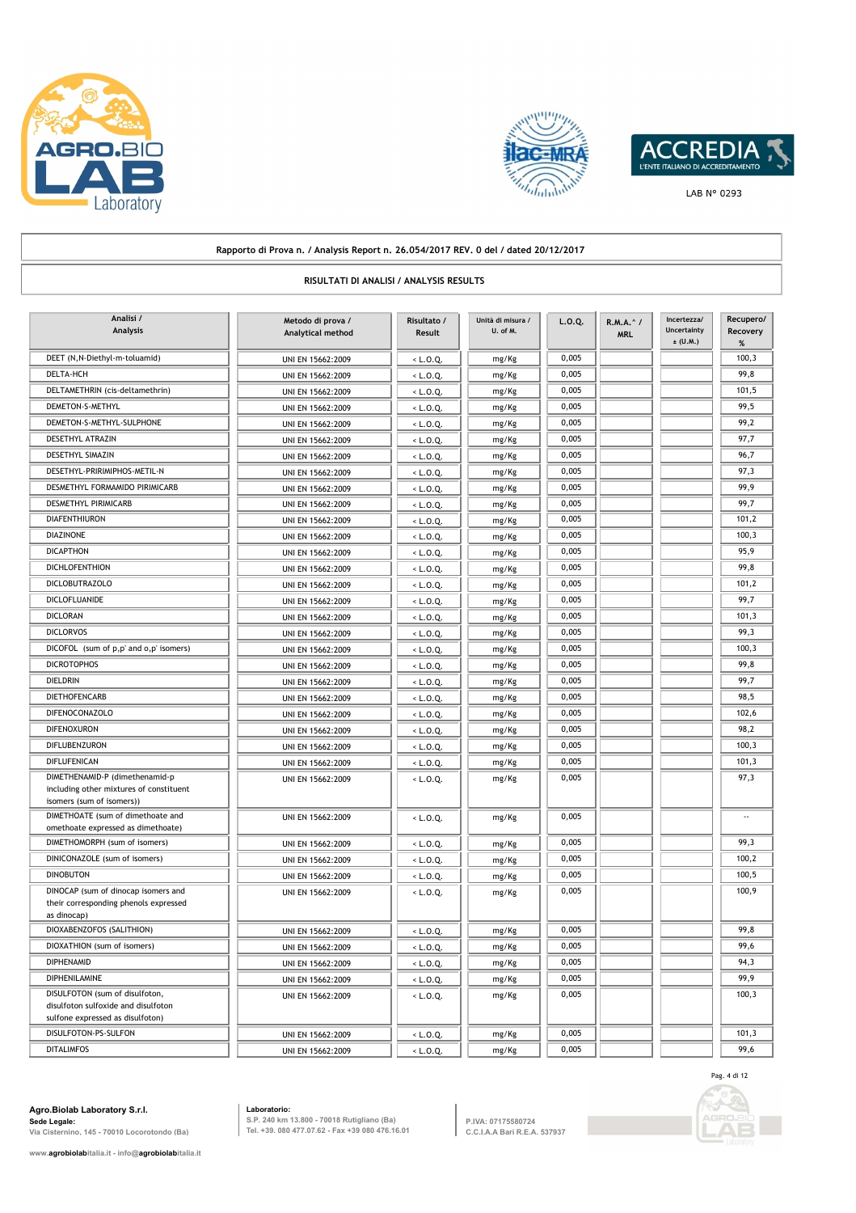Rapporto di Prova n. / Analysis Report n. 26.054/2017 REV. 0 del / dated 20/12/2017

RISULTATI DI ANALISI / ANALYSIS RESULTS

| Analisi / Analysis | Metodo di prova / Analytical method | Risultato / Result | Unità di misura / U. of M. | L.O.Q. | R.M.A.^ / MRL | Incertezza/ Uncertainty ± (U.M.) | Recupero/ Recovery % |
|---|---|---|---|---|---|---|---|
| DEET (N,N-Diethyl-m-toluamid) | UNI EN 15662:2009 | < L.O.Q. | mg/Kg | 0,005 | | | 100,3 |
| DELTA-HCH | UNI EN 15662:2009 | < L.O.Q. | mg/Kg | 0,005 | | | 99,8 |
| DELTAMETHRIN (cis-deltamethrin) | UNI EN 15662:2009 | < L.O.Q. | mg/Kg | 0,005 | | | 101,5 |
| DEMETON-S-METHYL | UNI EN 15662:2009 | < L.O.Q. | mg/Kg | 0,005 | | | 99,5 |
| DEMETON-S-METHYL-SULPHONE | UNI EN 15662:2009 | < L.O.Q. | mg/Kg | 0,005 | | | 99,2 |
| DESETHYL ATRAZIN | UNI EN 15662:2009 | < L.O.Q. | mg/Kg | 0,005 | | | 97,7 |
| DESETHYL SIMAZIN | UNI EN 15662:2009 | < L.O.Q. | mg/Kg | 0,005 | | | 96,7 |
| DESETHYL-PRIRIMIPHOS-METIL-N | UNI EN 15662:2009 | < L.O.Q. | mg/Kg | 0,005 | | | 97,3 |
| DESMETHYL FORMAMIDO PIRIMICARB | UNI EN 15662:2009 | < L.O.Q. | mg/Kg | 0,005 | | | 99,9 |
| DESMETHYL PIRIMICARB | UNI EN 15662:2009 | < L.O.Q. | mg/Kg | 0,005 | | | 99,7 |
| DIAFENTHIURON | UNI EN 15662:2009 | < L.O.Q. | mg/Kg | 0,005 | | | 101,2 |
| DIAZINONE | UNI EN 15662:2009 | < L.O.Q. | mg/Kg | 0,005 | | | 100,3 |
| DICAPTHON | UNI EN 15662:2009 | < L.O.Q. | mg/Kg | 0,005 | | | 95,9 |
| DICHLOFENTHION | UNI EN 15662:2009 | < L.O.Q. | mg/Kg | 0,005 | | | 99,8 |
| DICLOBUTRAZOLO | UNI EN 15662:2009 | < L.O.Q. | mg/Kg | 0,005 | | | 101,2 |
| DICLOFLUANIDE | UNI EN 15662:2009 | < L.O.Q. | mg/Kg | 0,005 | | | 99,7 |
| DICLORAN | UNI EN 15662:2009 | < L.O.Q. | mg/Kg | 0,005 | | | 101,3 |
| DICLORVOS | UNI EN 15662:2009 | < L.O.Q. | mg/Kg | 0,005 | | | 99,3 |
| DICOFOL (sum of p,p' and o,p' isomers) | UNI EN 15662:2009 | < L.O.Q. | mg/Kg | 0,005 | | | 100,3 |
| DICROTOPHOS | UNI EN 15662:2009 | < L.O.Q. | mg/Kg | 0,005 | | | 99,8 |
| DIELDRIN | UNI EN 15662:2009 | < L.O.Q. | mg/Kg | 0,005 | | | 99,7 |
| DIETHOFENCARB | UNI EN 15662:2009 | < L.O.Q. | mg/Kg | 0,005 | | | 98,5 |
| DIFENOCONAZOLO | UNI EN 15662:2009 | < L.O.Q. | mg/Kg | 0,005 | | | 102,6 |
| DIFENOXURON | UNI EN 15662:2009 | < L.O.Q. | mg/Kg | 0,005 | | | 98,2 |
| DIFLUBENZURON | UNI EN 15662:2009 | < L.O.Q. | mg/Kg | 0,005 | | | 100,3 |
| DIFLUFENICAN | UNI EN 15662:2009 | < L.O.Q. | mg/Kg | 0,005 | | | 101,3 |
| DIMETHENAMID-P (dimethenamid-p including other mixtures of constituent isomers (sum of isomers)) | UNI EN 15662:2009 | < L.O.Q. | mg/Kg | 0,005 | | | 97,3 |
| DIMETHOATE (sum of dimethoate and omethoate expressed as dimethoate) | UNI EN 15662:2009 | < L.O.Q. | mg/Kg | 0,005 | | | -- |
| DIMETHOMORPH (sum of isomers) | UNI EN 15662:2009 | < L.O.Q. | mg/Kg | 0,005 | | | 99,3 |
| DINICONAZOLE (sum of isomers) | UNI EN 15662:2009 | < L.O.Q. | mg/Kg | 0,005 | | | 100,2 |
| DINOBUTON | UNI EN 15662:2009 | < L.O.Q. | mg/Kg | 0,005 | | | 100,5 |
| DINOCAP (sum of dinocap isomers and their corresponding phenols expressed as dinocap) | UNI EN 15662:2009 | < L.O.Q. | mg/Kg | 0,005 | | | 100,9 |
| DIOXABENZOFOS (SALITHION) | UNI EN 15662:2009 | < L.O.Q. | mg/Kg | 0,005 | | | 99,8 |
| DIOXATHION (sum of isomers) | UNI EN 15662:2009 | < L.O.Q. | mg/Kg | 0,005 | | | 99,6 |
| DIPHENAMID | UNI EN 15662:2009 | < L.O.Q. | mg/Kg | 0,005 | | | 94,3 |
| DIPHENILAMINE | UNI EN 15662:2009 | < L.O.Q. | mg/Kg | 0,005 | | | 99,9 |
| DISULFOTON (sum of disulfoton, disulfoton sulfoxide and disulfoton sulfone expressed as disulfoton) | UNI EN 15662:2009 | < L.O.Q. | mg/Kg | 0,005 | | | 100,3 |
| DISULFOTON-PS-SULFON | UNI EN 15662:2009 | < L.O.Q. | mg/Kg | 0,005 | | | 101,3 |
| DITALIMFOS | UNI EN 15662:2009 | < L.O.Q. | mg/Kg | 0,005 | | | 99,6 |

**Agro.Biolab Laboratory S.r.l.**
Sede Legale:
Via Cisternino, 145 - 70010 Locorotondo (Ba)

**Laboratorio:**
S.P. 240 km 13.800 - 70018 Rutigliano (Ba)
Tel. +39. 080 477.07.62 - Fax +39 080 476.16.01

P.IVA: 07175580724
C.C.I.A.A Bari R.E.A. 537937

www.agrobiolabitalia.it - info@agrobiolabitalia.it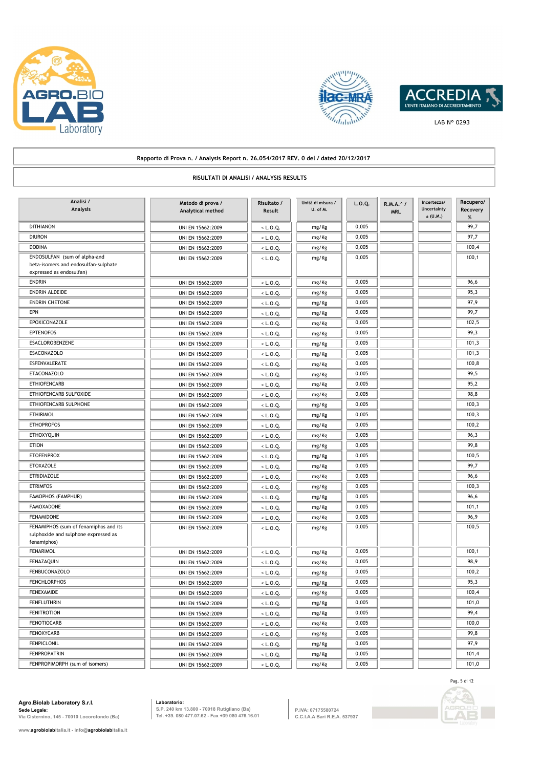LAB N° 0293

Rapporto di Prova n. / Analysis Report n. 26.054/2017 REV. 0 del / dated 20/12/2017

RISULTATI DI ANALISI / ANALYSIS RESULTS

| Analisi / Analysis | Metodo di prova / Analytical method | Risultato / Result | Unità di misura / U. of M. | L.O.Q. | R.M.A.^ / MRL | Incertezza/ Uncertainty ± (U.M.) | Recupero/ Recovery % |
|---|---|---|---|---|---|---|---|
| DITHIANON | UNI EN 15662:2009 | < L.O.Q. | mg/Kg | 0,005 | | | 99,7 |
| DIURON | UNI EN 15662:2009 | < L.O.Q. | mg/Kg | 0,005 | | | 97,7 |
| DODINA | UNI EN 15662:2009 | < L.O.Q. | mg/Kg | 0,005 | | | 100,4 |
| ENDOSULFAN (sum of alpha-and beta-isomers and endosulfan-sulphate expressed as endosulfan) | UNI EN 15662:2009 | < L.O.Q. | mg/Kg | 0,005 | | | 100,1 |
| ENDRIN | UNI EN 15662:2009 | < L.O.Q. | mg/Kg | 0,005 | | | 96,6 |
| ENDRIN ALDEIDE | UNI EN 15662:2009 | < L.O.Q. | mg/Kg | 0,005 | | | 95,3 |
| ENDRIN CHETONE | UNI EN 15662:2009 | < L.O.Q. | mg/Kg | 0,005 | | | 97,9 |
| EPN | UNI EN 15662:2009 | < L.O.Q. | mg/Kg | 0,005 | | | 99,7 |
| EPOXICONAZOLE | UNI EN 15662:2009 | < L.O.Q. | mg/Kg | 0,005 | | | 102,5 |
| EPTENOFOS | UNI EN 15662:2009 | < L.O.Q. | mg/Kg | 0,005 | | | 99,3 |
| ESACLOROBENZENE | UNI EN 15662:2009 | < L.O.Q. | mg/Kg | 0,005 | | | 101,3 |
| ESACONAZOLO | UNI EN 15662:2009 | < L.O.Q. | mg/Kg | 0,005 | | | 101,3 |
| ESFENVALERATE | UNI EN 15662:2009 | < L.O.Q. | mg/Kg | 0,005 | | | 100,8 |
| ETACONAZOLO | UNI EN 15662:2009 | < L.O.Q. | mg/Kg | 0,005 | | | 99,5 |
| ETHIOFENCARB | UNI EN 15662:2009 | < L.O.Q. | mg/Kg | 0,005 | | | 95,2 |
| ETHIOFENCARB SULFOXIDE | UNI EN 15662:2009 | < L.O.Q. | mg/Kg | 0,005 | | | 98,8 |
| ETHIOFENCARB SULPHONE | UNI EN 15662:2009 | < L.O.Q. | mg/Kg | 0,005 | | | 100,3 |
| ETHIRIMOL | UNI EN 15662:2009 | < L.O.Q. | mg/Kg | 0,005 | | | 100,3 |
| ETHOPROFOS | UNI EN 15662:2009 | < L.O.Q. | mg/Kg | 0,005 | | | 100,2 |
| ETHOXYQUIN | UNI EN 15662:2009 | < L.O.Q. | mg/Kg | 0,005 | | | 96,3 |
| ETION | UNI EN 15662:2009 | < L.O.Q. | mg/Kg | 0,005 | | | 99,8 |
| ETOFENPROX | UNI EN 15662:2009 | < L.O.Q. | mg/Kg | 0,005 | | | 100,5 |
| ETOXAZOLE | UNI EN 15662:2009 | < L.O.Q. | mg/Kg | 0,005 | | | 99,7 |
| ETRIDIAZOLE | UNI EN 15662:2009 | < L.O.Q. | mg/Kg | 0,005 | | | 96,6 |
| ETRIMFOS | UNI EN 15662:2009 | < L.O.Q. | mg/Kg | 0,005 | | | 100,3 |
| FAMOPHOS (FAMPHUR) | UNI EN 15662:2009 | < L.O.Q. | mg/Kg | 0,005 | | | 96,6 |
| FAMOXADONE | UNI EN 15662:2009 | < L.O.Q. | mg/Kg | 0,005 | | | 101,1 |
| FENAMIDONE | UNI EN 15662:2009 | < L.O.Q. | mg/Kg | 0,005 | | | 96,9 |
| FENAMIPHOS (sum of fenamiphos and its sulphoxide and sulphone expressed as fenamiphos) | UNI EN 15662:2009 | < L.O.Q. | mg/Kg | 0,005 | | | 100,5 |
| FENARIMOL | UNI EN 15662:2009 | < L.O.Q. | mg/Kg | 0,005 | | | 100,1 |
| FENAZAQUIN | UNI EN 15662:2009 | < L.O.Q. | mg/Kg | 0,005 | | | 98,9 |
| FENBUCONAZOLO | UNI EN 15662:2009 | < L.O.Q. | mg/Kg | 0,005 | | | 100,2 |
| FENCHLORPHOS | UNI EN 15662:2009 | < L.O.Q. | mg/Kg | 0,005 | | | 95,3 |
| FENEXAMIDE | UNI EN 15662:2009 | < L.O.Q. | mg/Kg | 0,005 | | | 100,4 |
| FENFLUTHRIN | UNI EN 15662:2009 | < L.O.Q. | mg/Kg | 0,005 | | | 101,0 |
| FENITROTION | UNI EN 15662:2009 | < L.O.Q. | mg/Kg | 0,005 | | | 99,4 |
| FENOTIOCARB | UNI EN 15662:2009 | < L.O.Q. | mg/Kg | 0,005 | | | 100,0 |
| FENOXYCARB | UNI EN 15662:2009 | < L.O.Q. | mg/Kg | 0,005 | | | 99,8 |
| FENPICLONIL | UNI EN 15662:2009 | < L.O.Q. | mg/Kg | 0,005 | | | 97,9 |
| FENPROPATRIN | UNI EN 15662:2009 | < L.O.Q. | mg/Kg | 0,005 | | | 101,4 |
| FENPROPIMORPH (sum of isomers) | UNI EN 15662:2009 | < L.O.Q. | mg/Kg | 0,005 | | | 101,0 |

**Agro.Biolab Laboratory S.r.l.**
**Sede Legale:**
Via Cisternino, 145 - 70010 Locorotondo (Ba)

**Laboratorio:**
S.P. 240 km 13.800 - 70018 Rutigliano (Ba)
Tel. +39. 080 477.07.62 - Fax +39 080 476.16.01

P.IVA: 07175580724
C.C.I.A.A Bari R.E.A. 537937

www.agrobiolabitalia.it - info@agrobiolabitalia.it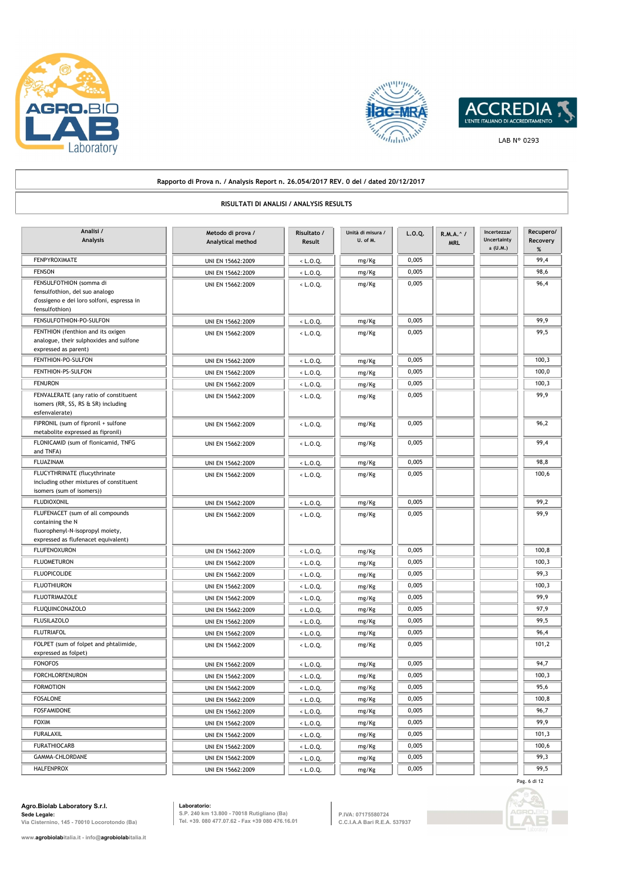Rapporto di Prova n. / Analysis Report n. 26.054/2017 REV. 0 del / dated 20/12/2017

RISULTATI DI ANALISI / ANALYSIS RESULTS

| Analisi / Analysis | Metodo di prova / Analytical method | Risultato / Result | Unità di misura / U. of M. | L.O.Q. | R.M.A.^ / MRL | Incertezza/ Uncertainty ± (U.M.) | Recupero/ Recovery % |
|---|---|---|---|---|---|---|---|
| FENPYROXIMATE | UNI EN 15662:2009 | < L.O.Q. | mg/Kg | 0,005 | | | 99,4 |
| FENSON | UNI EN 15662:2009 | < L.O.Q. | mg/Kg | 0,005 | | | 98,6 |
| FENSULFOTHION (somma di fensulfothion, del suo analogo d'ossigeno e dei loro solfoni, espressa in fensulfothion) | UNI EN 15662:2009 | < L.O.Q. | mg/Kg | 0,005 | | | 96,4 |
| FENSULFOTHION-PO-SULFON | UNI EN 15662:2009 | < L.O.Q. | mg/Kg | 0,005 | | | 99,9 |
| FENTHION (fenthion and its oxigen analogue, their sulphoxides and sulfone expressed as parent) | UNI EN 15662:2009 | < L.O.Q. | mg/Kg | 0,005 | | | 99,5 |
| FENTHION-PO-SULFON | UNI EN 15662:2009 | < L.O.Q. | mg/Kg | 0,005 | | | 100,3 |
| FENTHION-PS-SULFON | UNI EN 15662:2009 | < L.O.Q. | mg/Kg | 0,005 | | | 100,0 |
| FENURON | UNI EN 15662:2009 | < L.O.Q. | mg/Kg | 0,005 | | | 100,3 |
| FENVALERATE (any ratio of constituent isomers (RR, SS, RS & SR) including esfenvalerate) | UNI EN 15662:2009 | < L.O.Q. | mg/Kg | 0,005 | | | 99,9 |
| FIPRONIL (sum of fipronil + sulfone metabolite expressed as fipronil) | UNI EN 15662:2009 | < L.O.Q. | mg/Kg | 0,005 | | | 96,2 |
| FLONICAMID (sum of flonicamid, TNFG and TNFA) | UNI EN 15662:2009 | < L.O.Q. | mg/Kg | 0,005 | | | 99,4 |
| FLUAZINAM | UNI EN 15662:2009 | < L.O.Q. | mg/Kg | 0,005 | | | 98,8 |
| FLUCYTHRINATE (flucythrinate including other mixtures of constituent isomers (sum of isomers)) | UNI EN 15662:2009 | < L.O.Q. | mg/Kg | 0,005 | | | 100,6 |
| FLUDIOXONIL | UNI EN 15662:2009 | < L.O.Q. | mg/Kg | 0,005 | | | 99,2 |
| FLUFENACET (sum of all compounds containing the N fluorophenyl-N-isopropyl moiety, expressed as flufenacet equivalent) | UNI EN 15662:2009 | < L.O.Q. | mg/Kg | 0,005 | | | 99,9 |
| FLUFENOXURON | UNI EN 15662:2009 | < L.O.Q. | mg/Kg | 0,005 | | | 100,8 |
| FLUOMETURON | UNI EN 15662:2009 | < L.O.Q. | mg/Kg | 0,005 | | | 100,3 |
| FLUOPICOLIDE | UNI EN 15662:2009 | < L.O.Q. | mg/Kg | 0,005 | | | 99,3 |
| FLUOTHIURON | UNI EN 15662:2009 | < L.O.Q. | mg/Kg | 0,005 | | | 100,3 |
| FLUOTRIMAZOLE | UNI EN 15662:2009 | < L.O.Q. | mg/Kg | 0,005 | | | 99,9 |
| FLUQUINCONAZOLO | UNI EN 15662:2009 | < L.O.Q. | mg/Kg | 0,005 | | | 97,9 |
| FLUSILAZOLO | UNI EN 15662:2009 | < L.O.Q. | mg/Kg | 0,005 | | | 99,5 |
| FLUTRIAFOL | UNI EN 15662:2009 | < L.O.Q. | mg/Kg | 0,005 | | | 96,4 |
| FOLPET (sum of folpet and phtalimide, expressed as folpet) | UNI EN 15662:2009 | < L.O.Q. | mg/Kg | 0,005 | | | 101,2 |
| FONOFOS | UNI EN 15662:2009 | < L.O.Q. | mg/Kg | 0,005 | | | 94,7 |
| FORCHLORFENURON | UNI EN 15662:2009 | < L.O.Q. | mg/Kg | 0,005 | | | 100,3 |
| FORMOTION | UNI EN 15662:2009 | < L.O.Q. | mg/Kg | 0,005 | | | 95,6 |
| FOSALONE | UNI EN 15662:2009 | < L.O.Q. | mg/Kg | 0,005 | | | 100,8 |
| FOSFAMIDONE | UNI EN 15662:2009 | < L.O.Q. | mg/Kg | 0,005 | | | 96,7 |
| FOXIM | UNI EN 15662:2009 | < L.O.Q. | mg/Kg | 0,005 | | | 99,9 |
| FURALAXIL | UNI EN 15662:2009 | < L.O.Q. | mg/Kg | 0,005 | | | 101,3 |
| FURATHIOCARB | UNI EN 15662:2009 | < L.O.Q. | mg/Kg | 0,005 | | | 100,6 |
| GAMMA-CHLORDANE | UNI EN 15662:2009 | < L.O.Q. | mg/Kg | 0,005 | | | 99,3 |
| HALFENPROX | UNI EN 15662:2009 | < L.O.Q. | mg/Kg | 0,005 | | | 99,5 |

**Agro.Biolab Laboratory S.r.l.**
**Sede Legale:**
Via Cisternino, 145 - 70010 Locorotondo (Ba)

**Laboratorio:**
S.P. 240 km 13.800 - 70018 Rutigliano (Ba)
Tel. +39. 080 477.07.62 - Fax +39 080 476.16.01

P.IVA: 07175580724
C.C.I.A.A Bari R.E.A. 537937

www.agrobiolabitalia.it - info@agrobiolabitalia.it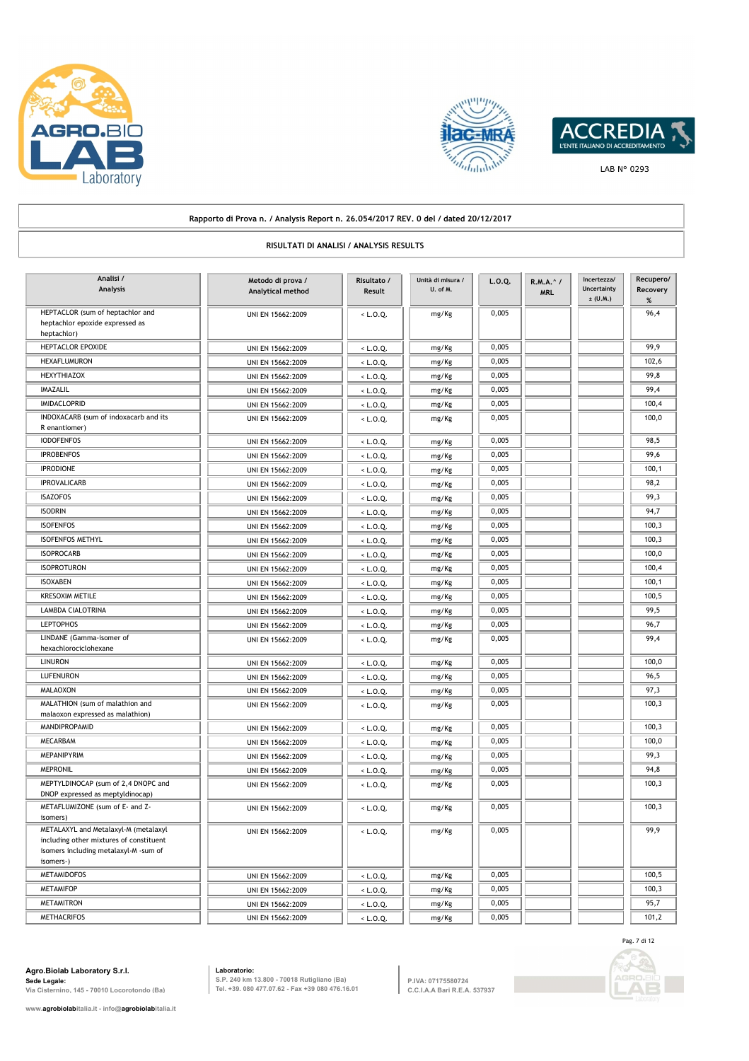Rapporto di Prova n. / Analysis Report n. 26.054/2017 REV. 0 del / dated 20/12/2017

RISULTATI DI ANALISI / ANALYSIS RESULTS

| Analisi / Analysis | Metodo di prova / Analytical method | Risultato / Result | Unità di misura / U. of M. | L.O.Q. | R.M.A.^ / MRL | Incertezza/ Uncertainty ± (U.M.) | Recupero/ Recovery % |
|---|---|---|---|---|---|---|---|
| HEPTACLOR (sum of heptachlor and heptachlor epoxide expressed as heptachlor) | UNI EN 15662:2009 | < L.O.Q. | mg/Kg | 0,005 | | | 96,4 |
| HEPTACLOR EPOXIDE | UNI EN 15662:2009 | < L.O.Q. | mg/Kg | 0,005 | | | 99,9 |
| HEXAFLUMURON | UNI EN 15662:2009 | < L.O.Q. | mg/Kg | 0,005 | | | 102,6 |
| HEXYTHIAZOX | UNI EN 15662:2009 | < L.O.Q. | mg/Kg | 0,005 | | | 99,8 |
| IMAZALIL | UNI EN 15662:2009 | < L.O.Q. | mg/Kg | 0,005 | | | 99,4 |
| IMIDACLOPRID | UNI EN 15662:2009 | < L.O.Q. | mg/Kg | 0,005 | | | 100,4 |
| INDOXACARB (sum of indoxacarb and its R enantiomer) | UNI EN 15662:2009 | < L.O.Q. | mg/Kg | 0,005 | | | 100,0 |
| IODOFENFOS | UNI EN 15662:2009 | < L.O.Q. | mg/Kg | 0,005 | | | 98,5 |
| IPROBENFOS | UNI EN 15662:2009 | < L.O.Q. | mg/Kg | 0,005 | | | 99,6 |
| IPRODIONE | UNI EN 15662:2009 | < L.O.Q. | mg/Kg | 0,005 | | | 100,1 |
| IPROVALICARB | UNI EN 15662:2009 | < L.O.Q. | mg/Kg | 0,005 | | | 98,2 |
| ISAZOFOS | UNI EN 15662:2009 | < L.O.Q. | mg/Kg | 0,005 | | | 99,3 |
| ISODRIN | UNI EN 15662:2009 | < L.O.Q. | mg/Kg | 0,005 | | | 94,7 |
| ISOFENFOS | UNI EN 15662:2009 | < L.O.Q. | mg/Kg | 0,005 | | | 100,3 |
| ISOFENFOS METHYL | UNI EN 15662:2009 | < L.O.Q. | mg/Kg | 0,005 | | | 100,3 |
| ISOPROCARB | UNI EN 15662:2009 | < L.O.Q. | mg/Kg | 0,005 | | | 100,0 |
| ISOPROTURON | UNI EN 15662:2009 | < L.O.Q. | mg/Kg | 0,005 | | | 100,4 |
| ISOXABEN | UNI EN 15662:2009 | < L.O.Q. | mg/Kg | 0,005 | | | 100,1 |
| KRESOXIM METILE | UNI EN 15662:2009 | < L.O.Q. | mg/Kg | 0,005 | | | 100,5 |
| LAMBDA CIALOTRINA | UNI EN 15662:2009 | < L.O.Q. | mg/Kg | 0,005 | | | 99,5 |
| LEPTOPHOS | UNI EN 15662:2009 | < L.O.Q. | mg/Kg | 0,005 | | | 96,7 |
| LINDANE (Gamma-isomer of hexachlorociclohexane | UNI EN 15662:2009 | < L.O.Q. | mg/Kg | 0,005 | | | 99,4 |
| LINURON | UNI EN 15662:2009 | < L.O.Q. | mg/Kg | 0,005 | | | 100,0 |
| LUFENURON | UNI EN 15662:2009 | < L.O.Q. | mg/Kg | 0,005 | | | 96,5 |
| MALAOXON | UNI EN 15662:2009 | < L.O.Q. | mg/Kg | 0,005 | | | 97,3 |
| MALATHION (sum of malathion and malaoxon expressed as malathion) | UNI EN 15662:2009 | < L.O.Q. | mg/Kg | 0,005 | | | 100,3 |
| MANDIPROPAMID | UNI EN 15662:2009 | < L.O.Q. | mg/Kg | 0,005 | | | 100,3 |
| MECARBAM | UNI EN 15662:2009 | < L.O.Q. | mg/Kg | 0,005 | | | 100,0 |
| MEPANIPYRIM | UNI EN 15662:2009 | < L.O.Q. | mg/Kg | 0,005 | | | 99,3 |
| MEPRONIL | UNI EN 15662:2009 | < L.O.Q. | mg/Kg | 0,005 | | | 94,8 |
| MEPTYLDINOCAP (sum of 2,4 DNOPC and DNOP expressed as meptyldinocap) | UNI EN 15662:2009 | < L.O.Q. | mg/Kg | 0,005 | | | 100,3 |
| METAFLUMIZONE (sum of E- and Z- isomers) | UNI EN 15662:2009 | < L.O.Q. | mg/Kg | 0,005 | | | 100,3 |
| METALAXYL and Metalaxyl-M (metalaxyl including other mixtures of constituent isomers including metalaxyl-M -sum of isomers-) | UNI EN 15662:2009 | < L.O.Q. | mg/Kg | 0,005 | | | 99,9 |
| METAMIDOFOS | UNI EN 15662:2009 | < L.O.Q. | mg/Kg | 0,005 | | | 100,5 |
| METAMIFOP | UNI EN 15662:2009 | < L.O.Q. | mg/Kg | 0,005 | | | 100,3 |
| METAMITRON | UNI EN 15662:2009 | < L.O.Q. | mg/Kg | 0,005 | | | 95,7 |
| METHACRIFOS | UNI EN 15662:2009 | < L.O.Q. | mg/Kg | 0,005 | | | 101,2 |

**Agro.Biolab Laboratory S.r.l.**
**Sede Legale:**
Via Cisternino, 145 - 70010 Locorotondo (Ba)

**Laboratorio:**
S.P. 240 km 13.800 - 70018 Rutigliano (Ba)
Tel. +39. 080 477.07.62 - Fax +39 080 476.16.01

P.IVA: 07175580724
C.C.I.A.A Bari R.E.A. 537937

www.agrobiolabitalia.it - info@agrobiolabitalia.it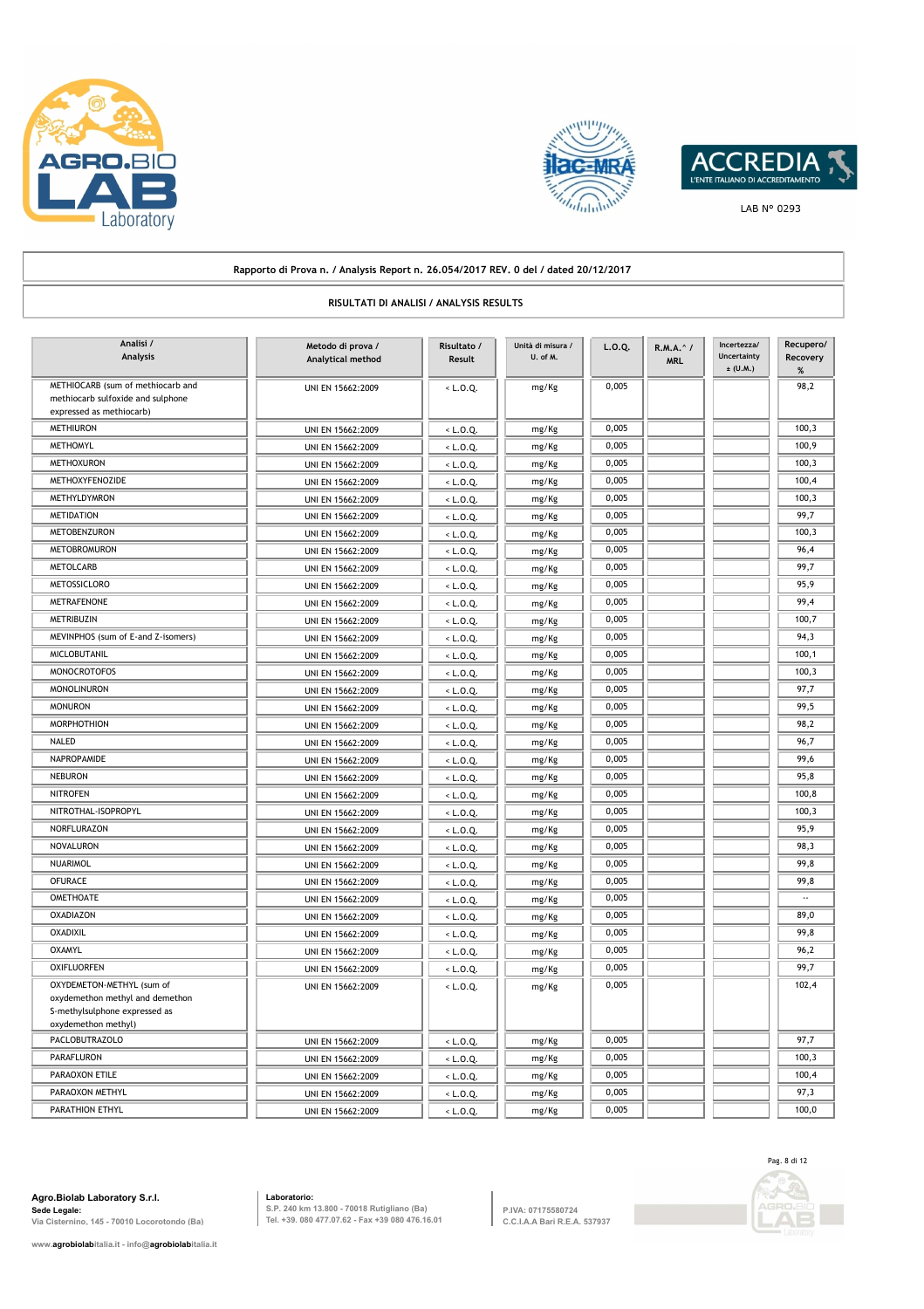LAB N° 0293

**Rapporto di Prova n. / Analysis Report n. 26.054/2017 REV. 0 del / dated 20/12/2017**

**RISULTATI DI ANALISI / ANALYSIS RESULTS**

| Analisi / Analysis | Metodo di prova / Analytical method | Risultato / Result | Unità di misura / U. of M. | L.O.Q. | R.M.A.^ / MRL | Incertezza/ Uncertainty ± (U.M.) | Recupero/ Recovery % |
|---|---|---|---|---|---|---|---|
| METHIOCARB (sum of methiocarb and methiocarb sulfoxide and sulphone expressed as methiocarb) | UNI EN 15662:2009 | < L.O.Q. | mg/Kg | 0,005 | | | 98,2 |
| METHIURON | UNI EN 15662:2009 | < L.O.Q. | mg/Kg | 0,005 | | | 100,3 |
| METHOMYL | UNI EN 15662:2009 | < L.O.Q. | mg/Kg | 0,005 | | | 100,9 |
| METHOXURON | UNI EN 15662:2009 | < L.O.Q. | mg/Kg | 0,005 | | | 100,3 |
| METHOXYFENOZIDE | UNI EN 15662:2009 | < L.O.Q. | mg/Kg | 0,005 | | | 100,4 |
| METHYLDYMRON | UNI EN 15662:2009 | < L.O.Q. | mg/Kg | 0,005 | | | 100,3 |
| METIDATION | UNI EN 15662:2009 | < L.O.Q. | mg/Kg | 0,005 | | | 99,7 |
| METOBENZURON | UNI EN 15662:2009 | < L.O.Q. | mg/Kg | 0,005 | | | 100,3 |
| METOBROMURON | UNI EN 15662:2009 | < L.O.Q. | mg/Kg | 0,005 | | | 96,4 |
| METOLCARB | UNI EN 15662:2009 | < L.O.Q. | mg/Kg | 0,005 | | | 99,7 |
| METOSSICLORO | UNI EN 15662:2009 | < L.O.Q. | mg/Kg | 0,005 | | | 95,9 |
| METRAFENONE | UNI EN 15662:2009 | < L.O.Q. | mg/Kg | 0,005 | | | 99,4 |
| METRIBUZIN | UNI EN 15662:2009 | < L.O.Q. | mg/Kg | 0,005 | | | 100,7 |
| MEVINPHOS (sum of E-and Z-isomers) | UNI EN 15662:2009 | < L.O.Q. | mg/Kg | 0,005 | | | 94,3 |
| MICLOBUTANIL | UNI EN 15662:2009 | < L.O.Q. | mg/Kg | 0,005 | | | 100,1 |
| MONOCROTOFOS | UNI EN 15662:2009 | < L.O.Q. | mg/Kg | 0,005 | | | 100,3 |
| MONOLINURON | UNI EN 15662:2009 | < L.O.Q. | mg/Kg | 0,005 | | | 97,7 |
| MONURON | UNI EN 15662:2009 | < L.O.Q. | mg/Kg | 0,005 | | | 99,5 |
| MORPHOTHION | UNI EN 15662:2009 | < L.O.Q. | mg/Kg | 0,005 | | | 98,2 |
| NALED | UNI EN 15662:2009 | < L.O.Q. | mg/Kg | 0,005 | | | 96,7 |
| NAPROPAMIDE | UNI EN 15662:2009 | < L.O.Q. | mg/Kg | 0,005 | | | 99,6 |
| NEBURON | UNI EN 15662:2009 | < L.O.Q. | mg/Kg | 0,005 | | | 95,8 |
| NITROFEN | UNI EN 15662:2009 | < L.O.Q. | mg/Kg | 0,005 | | | 100,8 |
| NITROTHAL-ISOPROPYL | UNI EN 15662:2009 | < L.O.Q. | mg/Kg | 0,005 | | | 100,3 |
| NORFLURAZON | UNI EN 15662:2009 | < L.O.Q. | mg/Kg | 0,005 | | | 95,9 |
| NOVALURON | UNI EN 15662:2009 | < L.O.Q. | mg/Kg | 0,005 | | | 98,3 |
| NUARIMOL | UNI EN 15662:2009 | < L.O.Q. | mg/Kg | 0,005 | | | 99,8 |
| OFURACE | UNI EN 15662:2009 | < L.O.Q. | mg/Kg | 0,005 | | | 99,8 |
| OMETHOATE | UNI EN 15662:2009 | < L.O.Q. | mg/Kg | 0,005 | | | -- |
| OXADIAZON | UNI EN 15662:2009 | < L.O.Q. | mg/Kg | 0,005 | | | 89,0 |
| OXADIXIL | UNI EN 15662:2009 | < L.O.Q. | mg/Kg | 0,005 | | | 99,8 |
| OXAMYL | UNI EN 15662:2009 | < L.O.Q. | mg/Kg | 0,005 | | | 96,2 |
| OXIFLUORFEN | UNI EN 15662:2009 | < L.O.Q. | mg/Kg | 0,005 | | | 99,7 |
| OXYDEMETON-METHYL (sum of oxydemethon methyl and demethon S-methylsulphone expressed as oxydemethon methyl) | UNI EN 15662:2009 | < L.O.Q. | mg/Kg | 0,005 | | | 102,4 |
| PACLOBUTRAZOLO | UNI EN 15662:2009 | < L.O.Q. | mg/Kg | 0,005 | | | 97,7 |
| PARAFLURON | UNI EN 15662:2009 | < L.O.Q. | mg/Kg | 0,005 | | | 100,3 |
| PARAOXON ETILE | UNI EN 15662:2009 | < L.O.Q. | mg/Kg | 0,005 | | | 100,4 |
| PARAOXON METHYL | UNI EN 15662:2009 | < L.O.Q. | mg/Kg | 0,005 | | | 97,3 |
| PARATHION ETHYL | UNI EN 15662:2009 | < L.O.Q. | mg/Kg | 0,005 | | | 100,0 |

**Agro.Biolab Laboratory S.r.l.**
**Sede Legale:**
Via Cisternino, 145 - 70010 Locorotondo (Ba)

**Laboratorio:**
S.P. 240 km 13.800 - 70018 Rutigliano (Ba)
Tel. +39. 080 477.07.62 - Fax +39 080 476.16.01

P.IVA: 07175580724
C.C.I.A.A Bari R.E.A. 537937

www.agrobiolabitalia.it - info@agrobiolabitalia.it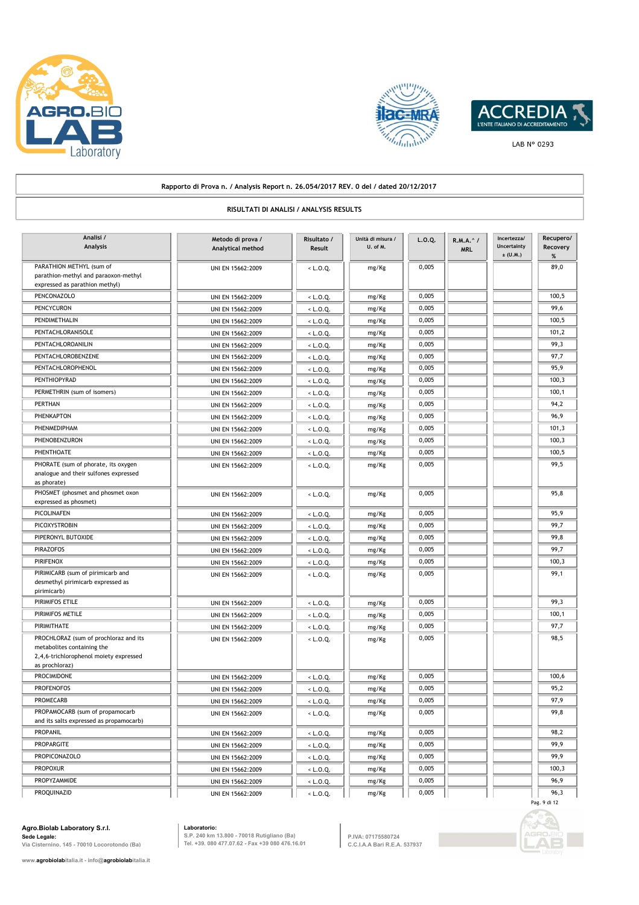Rapporto di Prova n. / Analysis Report n. 26.054/2017 REV. 0 del / dated 20/12/2017

**RISULTATI DI ANALISI / ANALYSIS RESULTS**

| Analisi / Analysis | Metodo di prova / Analytical method | Risultato / Result | Unità di misura / U. of M. | L.O.Q. | R.M.A.^ / MRL | Incertezza/ Uncertainty ± (U.M.) | Recupero/ Recovery % |
|---|---|---|---|---|---|---|---|
| PARATHION METHYL (sum of parathion-methyl and paraoxon-methyl expressed as parathion methyl) | UNI EN 15662:2009 | < L.O.Q. | mg/Kg | 0,005 | | | 89,0 |
| PENCONAZOLO | UNI EN 15662:2009 | < L.O.Q. | mg/Kg | 0,005 | | | 100,5 |
| PENCYCURON | UNI EN 15662:2009 | < L.O.Q. | mg/Kg | 0,005 | | | 99,6 |
| PENDIMETHALIN | UNI EN 15662:2009 | < L.O.Q. | mg/Kg | 0,005 | | | 100,5 |
| PENTACHLORANISOLE | UNI EN 15662:2009 | < L.O.Q. | mg/Kg | 0,005 | | | 101,2 |
| PENTACHLOROANILIN | UNI EN 15662:2009 | < L.O.Q. | mg/Kg | 0,005 | | | 99,3 |
| PENTACHLOROBENZENE | UNI EN 15662:2009 | < L.O.Q. | mg/Kg | 0,005 | | | 97,7 |
| PENTACHLOROPHENOL | UNI EN 15662:2009 | < L.O.Q. | mg/Kg | 0,005 | | | 95,9 |
| PENTHIOPYRAD | UNI EN 15662:2009 | < L.O.Q. | mg/Kg | 0,005 | | | 100,3 |
| PERMETHRIN (sum of isomers) | UNI EN 15662:2009 | < L.O.Q. | mg/Kg | 0,005 | | | 100,1 |
| PERTHAN | UNI EN 15662:2009 | < L.O.Q. | mg/Kg | 0,005 | | | 94,2 |
| PHENKAPTON | UNI EN 15662:2009 | < L.O.Q. | mg/Kg | 0,005 | | | 96,9 |
| PHENMEDIPHAM | UNI EN 15662:2009 | < L.O.Q. | mg/Kg | 0,005 | | | 101,3 |
| PHENOBENZURON | UNI EN 15662:2009 | < L.O.Q. | mg/Kg | 0,005 | | | 100,3 |
| PHENTHOATE | UNI EN 15662:2009 | < L.O.Q. | mg/Kg | 0,005 | | | 100,5 |
| PHORATE (sum of phorate, its oxygen analogue and their sulfones expressed as phorate) | UNI EN 15662:2009 | < L.O.Q. | mg/Kg | 0,005 | | | 99,5 |
| PHOSMET (phosmet and phosmet oxon expressed as phosmet) | UNI EN 15662:2009 | < L.O.Q. | mg/Kg | 0,005 | | | 95,8 |
| PICOLINAFEN | UNI EN 15662:2009 | < L.O.Q. | mg/Kg | 0,005 | | | 95,9 |
| PICOXYSTROBIN | UNI EN 15662:2009 | < L.O.Q. | mg/Kg | 0,005 | | | 99,7 |
| PIPERONYL BUTOXIDE | UNI EN 15662:2009 | < L.O.Q. | mg/Kg | 0,005 | | | 99,8 |
| PIRAZOFOS | UNI EN 15662:2009 | < L.O.Q. | mg/Kg | 0,005 | | | 99,7 |
| PIRIFENOX | UNI EN 15662:2009 | < L.O.Q. | mg/Kg | 0,005 | | | 100,3 |
| PIRIMICARB (sum of pirimicarb and desmethyl pirimicarb expressed as pirimicarb) | UNI EN 15662:2009 | < L.O.Q. | mg/Kg | 0,005 | | | 99,1 |
| PIRIMIFOS ETILE | UNI EN 15662:2009 | < L.O.Q. | mg/Kg | 0,005 | | | 99,3 |
| PIRIMIFOS METILE | UNI EN 15662:2009 | < L.O.Q. | mg/Kg | 0,005 | | | 100,1 |
| PIRIMITHATE | UNI EN 15662:2009 | < L.O.Q. | mg/Kg | 0,005 | | | 97,7 |
| PROCHLORAZ (sum of prochloraz and its metabolites containing the 2,4,6-trichlorophenol moiety expressed as prochloraz) | UNI EN 15662:2009 | < L.O.Q. | mg/Kg | 0,005 | | | 98,5 |
| PROCIMIDONE | UNI EN 15662:2009 | < L.O.Q. | mg/Kg | 0,005 | | | 100,6 |
| PROFENOFOS | UNI EN 15662:2009 | < L.O.Q. | mg/Kg | 0,005 | | | 95,2 |
| PROMECARB | UNI EN 15662:2009 | < L.O.Q. | mg/Kg | 0,005 | | | 97,9 |
| PROPAMOCARB (sum of propamocarb and its salts expressed as propamocarb) | UNI EN 15662:2009 | < L.O.Q. | mg/Kg | 0,005 | | | 99,8 |
| PROPANIL | UNI EN 15662:2009 | < L.O.Q. | mg/Kg | 0,005 | | | 98,2 |
| PROPARGITE | UNI EN 15662:2009 | < L.O.Q. | mg/Kg | 0,005 | | | 99,9 |
| PROPICONAZOLO | UNI EN 15662:2009 | < L.O.Q. | mg/Kg | 0,005 | | | 99,9 |
| PROPOXUR | UNI EN 15662:2009 | < L.O.Q. | mg/Kg | 0,005 | | | 100,3 |
| PROPYZAMMIDE | UNI EN 15662:2009 | < L.O.Q. | mg/Kg | 0,005 | | | 96,9 |
| PROQUINAZID | UNI EN 15662:2009 | < L.O.Q. | mg/Kg | 0,005 | | | 96,3 |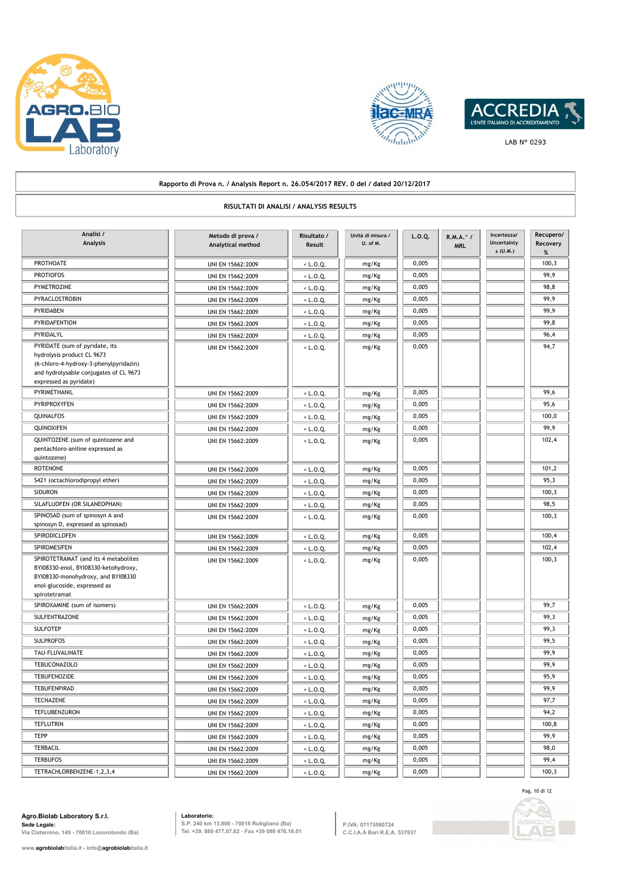Rapporto di Prova n. / Analysis Report n. 26.054/2017 REV. 0 del / dated 20/12/2017

RISULTATI DI ANALISI / ANALYSIS RESULTS

| Analisi / Analysis | Metodo di prova / Analytical method | Risultato / Result | Unità di misura / U. of M. | L.O.Q. | R.M.A.^ / MRL | Incertezza/ Uncertainty ± (U.M.) | Recupero/ Recovery % |
|---|---|---|---|---|---|---|---|
| PROTHOATE | UNI EN 15662:2009 | < L.O.Q. | mg/Kg | 0,005 | | | 100,3 |
| PROTIOFOS | UNI EN 15662:2009 | < L.O.Q. | mg/Kg | 0,005 | | | 99,9 |
| PYMETROZINE | UNI EN 15662:2009 | < L.O.Q. | mg/Kg | 0,005 | | | 98,8 |
| PYRACLOSTROBIN | UNI EN 15662:2009 | < L.O.Q. | mg/Kg | 0,005 | | | 99,9 |
| PYRIDABEN | UNI EN 15662:2009 | < L.O.Q. | mg/Kg | 0,005 | | | 99,9 |
| PYRIDAFENTION | UNI EN 15662:2009 | < L.O.Q. | mg/Kg | 0,005 | | | 99,8 |
| PYRIDALYL | UNI EN 15662:2009 | < L.O.Q. | mg/Kg | 0,005 | | | 96,4 |
| PYRIDATE (sum of pyridate, its hydrolysis product CL 9673 (6-chloro-4-hydroxy-3-phenylpyridazin) and hydrolysable conjugates of CL 9673 expressed as pyridate) | UNI EN 15662:2009 | < L.O.Q. | mg/Kg | 0,005 | | | 94,7 |
| PYRIMETHANIL | UNI EN 15662:2009 | < L.O.Q. | mg/Kg | 0,005 | | | 99,6 |
| PYRIPROXYFEN | UNI EN 15662:2009 | < L.O.Q. | mg/Kg | 0,005 | | | 95,6 |
| QUINALFOS | UNI EN 15662:2009 | < L.O.Q. | mg/Kg | 0,005 | | | 100,0 |
| QUINOXIFEN | UNI EN 15662:2009 | < L.O.Q. | mg/Kg | 0,005 | | | 99,9 |
| QUINTOZENE (sum of quintozene and pentachloro-aniline expressed as quintozene) | UNI EN 15662:2009 | < L.O.Q. | mg/Kg | 0,005 | | | 102,4 |
| ROTENONE | UNI EN 15662:2009 | < L.O.Q. | mg/Kg | 0,005 | | | 101,2 |
| S421 (octachlorodipropyl ether) | UNI EN 15662:2009 | < L.O.Q. | mg/Kg | 0,005 | | | 95,3 |
| SIDURON | UNI EN 15662:2009 | < L.O.Q. | mg/Kg | 0,005 | | | 100,3 |
| SILAFLUOFEN (OR SILANEOPHAN) | UNI EN 15662:2009 | < L.O.Q. | mg/Kg | 0,005 | | | 98,5 |
| SPINOSAD (sum of spinosyn A and spinosyn D, expressed as spinosad) | UNI EN 15662:2009 | < L.O.Q. | mg/Kg | 0,005 | | | 100,3 |
| SPIRODICLOFEN | UNI EN 15662:2009 | < L.O.Q. | mg/Kg | 0,005 | | | 100,4 |
| SPIROMESIFEN | UNI EN 15662:2009 | < L.O.Q. | mg/Kg | 0,005 | | | 102,4 |
| SPIROTETRAMAT (and its 4 metabolites BYI08330-enol, BYI08330-ketohydroxy, BYI08330-monohydroxy, and BYI08330 enol-glucoside, expressed as spirotetramat | UNI EN 15662:2009 | < L.O.Q. | mg/Kg | 0,005 | | | 100,3 |
| SPIROXAMINE (sum of isomers) | UNI EN 15662:2009 | < L.O.Q. | mg/Kg | 0,005 | | | 99,7 |
| SULFENTRAZONE | UNI EN 15662:2009 | < L.O.Q. | mg/Kg | 0,005 | | | 99,3 |
| SULFOTEP | UNI EN 15662:2009 | < L.O.Q. | mg/Kg | 0,005 | | | 99,3 |
| SULPROFOS | UNI EN 15662:2009 | < L.O.Q. | mg/Kg | 0,005 | | | 99,5 |
| TAU-FLUVALINATE | UNI EN 15662:2009 | < L.O.Q. | mg/Kg | 0,005 | | | 99,9 |
| TEBUCONAZOLO | UNI EN 15662:2009 | < L.O.Q. | mg/Kg | 0,005 | | | 99,9 |
| TEBUFENOZIDE | UNI EN 15662:2009 | < L.O.Q. | mg/Kg | 0,005 | | | 95,9 |
| TEBUFENPIRAD | UNI EN 15662:2009 | < L.O.Q. | mg/Kg | 0,005 | | | 99,9 |
| TECNAZENE | UNI EN 15662:2009 | < L.O.Q. | mg/Kg | 0,005 | | | 97,7 |
| TEFLUBENZURON | UNI EN 15662:2009 | < L.O.Q. | mg/Kg | 0,005 | | | 94,2 |
| TEFLUTRIN | UNI EN 15662:2009 | < L.O.Q. | mg/Kg | 0,005 | | | 100,8 |
| TEPP | UNI EN 15662:2009 | < L.O.Q. | mg/Kg | 0,005 | | | 99,9 |
| TERBACIL | UNI EN 15662:2009 | < L.O.Q. | mg/Kg | 0,005 | | | 98,0 |
| TERBUFOS | UNI EN 15662:2009 | < L.O.Q. | mg/Kg | 0,005 | | | 99,4 |
| TETRACHLORBENZENE-1,2,3,4 | UNI EN 15662:2009 | < L.O.Q. | mg/Kg | 0,005 | | | 100,3 |

**Agro.Biolab Laboratory S.r.l.**
**Sede Legale:**
Via Cisternino, 145 - 70010 Locorotondo (Ba)

**Laboratorio:**
S.P. 240 km 13.800 - 70018 Rutigliano (Ba)
Tel. +39. 080 477.07.62 - Fax +39 080 476.16.01

P.IVA: 07175580724
C.C.I.A.A Bari R.E.A. 537937

www.agrobiolabitalia.it - info@agrobiolabitalia.it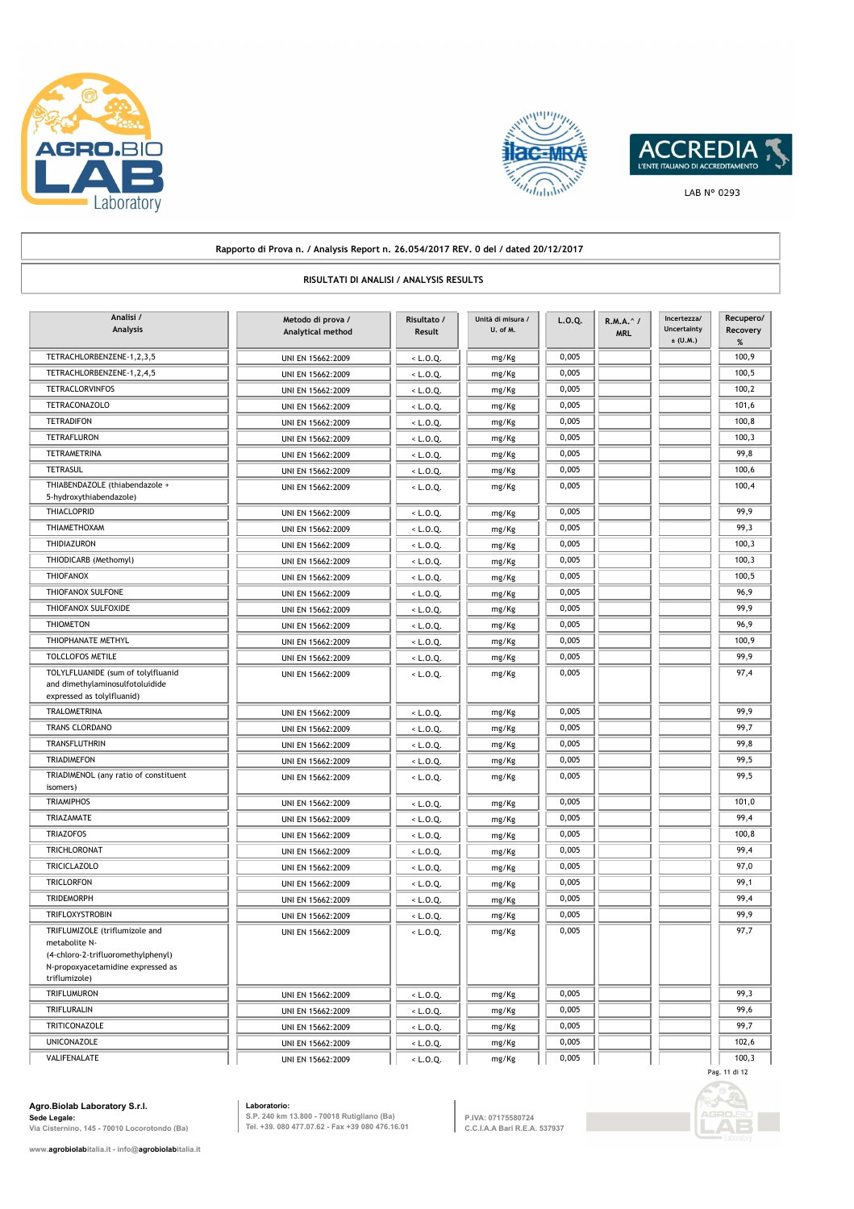AGRO.BIO LAB Laboratory

ACCREDIA L'ENTE ITALIANO DI ACCREDITAMENTO

LAB N° 0293

Rapporto di Prova n. / Analysis Report n. 26.054/2017 REV. 0 del / dated 20/12/2017

RISULTATI DI ANALISI / ANALYSIS RESULTS

| Analisi / Analysis | Metodo di prova / Analytical method | Risultato / Result | Unità di misura / U. of M. | L.O.Q. | R.M.A.^ / MRL | Incertezza/ Uncertainty ± (U.M.) | Recupero/ Recovery % |
|---|---|---|---|---|---|---|---|
| TETRACHLORBENZENE-1,2,3,5 | UNI EN 15662:2009 | < L.O.Q. | mg/Kg | 0,005 | | | 100,9 |
| TETRACHLORBENZENE-1,2,4,5 | UNI EN 15662:2009 | < L.O.Q. | mg/Kg | 0,005 | | | 100,5 |
| TETRACLORVINFOS | UNI EN 15662:2009 | < L.O.Q. | mg/Kg | 0,005 | | | 100,2 |
| TETRACONAZOLO | UNI EN 15662:2009 | < L.O.Q. | mg/Kg | 0,005 | | | 101,6 |
| TETRADIFON | UNI EN 15662:2009 | < L.O.Q. | mg/Kg | 0,005 | | | 100,8 |
| TETRAFLURON | UNI EN 15662:2009 | < L.O.Q. | mg/Kg | 0,005 | | | 100,3 |
| TETRAMETRINA | UNI EN 15662:2009 | < L.O.Q. | mg/Kg | 0,005 | | | 99,8 |
| TETRASUL | UNI EN 15662:2009 | < L.O.Q. | mg/Kg | 0,005 | | | 100,6 |
| THIABENDAZOLE (thiabendazole + 5-hydroxythiabendazole) | UNI EN 15662:2009 | < L.O.Q. | mg/Kg | 0,005 | | | 100,4 |
| THIACLOPRID | UNI EN 15662:2009 | < L.O.Q. | mg/Kg | 0,005 | | | 99,9 |
| THIAMETHOXAM | UNI EN 15662:2009 | < L.O.Q. | mg/Kg | 0,005 | | | 99,3 |
| THIDIAZURON | UNI EN 15662:2009 | < L.O.Q. | mg/Kg | 0,005 | | | 100,3 |
| THIODICARB (Methomyl) | UNI EN 15662:2009 | < L.O.Q. | mg/Kg | 0,005 | | | 100,3 |
| THIOFANOX | UNI EN 15662:2009 | < L.O.Q. | mg/Kg | 0,005 | | | 100,5 |
| THIOFANOX SULFONE | UNI EN 15662:2009 | < L.O.Q. | mg/Kg | 0,005 | | | 96,9 |
| THIOFANOX SULFOXIDE | UNI EN 15662:2009 | < L.O.Q. | mg/Kg | 0,005 | | | 99,9 |
| THIOMETON | UNI EN 15662:2009 | < L.O.Q. | mg/Kg | 0,005 | | | 96,9 |
| THIOPHANATE METHYL | UNI EN 15662:2009 | < L.O.Q. | mg/Kg | 0,005 | | | 100,9 |
| TOLCLOFOS METILE | UNI EN 15662:2009 | < L.O.Q. | mg/Kg | 0,005 | | | 99,9 |
| TOLYLFLUANIDE (sum of tolylfluanid and dimethylaminosulfotoluidide expressed as tolylfluanid) | UNI EN 15662:2009 | < L.O.Q. | mg/Kg | 0,005 | | | 97,4 |
| TRALOMETRINA | UNI EN 15662:2009 | < L.O.Q. | mg/Kg | 0,005 | | | 99,9 |
| TRANS CLORDANO | UNI EN 15662:2009 | < L.O.Q. | mg/Kg | 0,005 | | | 99,7 |
| TRANSFLUTHRIN | UNI EN 15662:2009 | < L.O.Q. | mg/Kg | 0,005 | | | 99,8 |
| TRIADIMEFON | UNI EN 15662:2009 | < L.O.Q. | mg/Kg | 0,005 | | | 99,5 |
| TRIADIMENOL (any ratio of constituent isomers) | UNI EN 15662:2009 | < L.O.Q. | mg/Kg | 0,005 | | | 99,5 |
| TRIAMIPHOS | UNI EN 15662:2009 | < L.O.Q. | mg/Kg | 0,005 | | | 101,0 |
| TRIAZAMATE | UNI EN 15662:2009 | < L.O.Q. | mg/Kg | 0,005 | | | 99,4 |
| TRIAZOFOS | UNI EN 15662:2009 | < L.O.Q. | mg/Kg | 0,005 | | | 100,8 |
| TRICHLORONAT | UNI EN 15662:2009 | < L.O.Q. | mg/Kg | 0,005 | | | 99,4 |
| TRICICLAZOLO | UNI EN 15662:2009 | < L.O.Q. | mg/Kg | 0,005 | | | 97,0 |
| TRICLORFON | UNI EN 15662:2009 | < L.O.Q. | mg/Kg | 0,005 | | | 99,1 |
| TRIDEMORPH | UNI EN 15662:2009 | < L.O.Q. | mg/Kg | 0,005 | | | 99,4 |
| TRIFLOXYSTROBIN | UNI EN 15662:2009 | < L.O.Q. | mg/Kg | 0,005 | | | 99,9 |
| TRIFLUMIZOLE (triflumizole and metabolite N-(4-chloro-2-trifluoromethylphenyl) N-propoxyacetamidine expressed as triflumizole) | UNI EN 15662:2009 | < L.O.Q. | mg/Kg | 0,005 | | | 97,7 |
| TRIFLUMURON | UNI EN 15662:2009 | < L.O.Q. | mg/Kg | 0,005 | | | 99,3 |
| TRIFLURALIN | UNI EN 15662:2009 | < L.O.Q. | mg/Kg | 0,005 | | | 99,6 |
| TRITICONAZOLE | UNI EN 15662:2009 | < L.O.Q. | mg/Kg | 0,005 | | | 99,7 |
| UNICONAZOLE | UNI EN 15662:2009 | < L.O.Q. | mg/Kg | 0,005 | | | 102,6 |
| VALIFENALATE | UNI EN 15662:2009 | < L.O.Q. | mg/Kg | 0,005 | | | 100,3 |

**Agro.Biolab Laboratory S.r.l.**
**Sede Legale:**
Via Cisternino, 145 - 70010 Locorotondo (Ba)

**Laboratorio:**
S.P. 240 km 13.800 - 70018 Rutigliano (Ba)
Tel. +39. 080 477.07.62 - Fax +39 080 476.16.01

P.IVA: 07175580724
C.C.I.A.A Bari R.E.A. 537937

www.agrobiolabitalia.it - info@agrobiolabitalia.it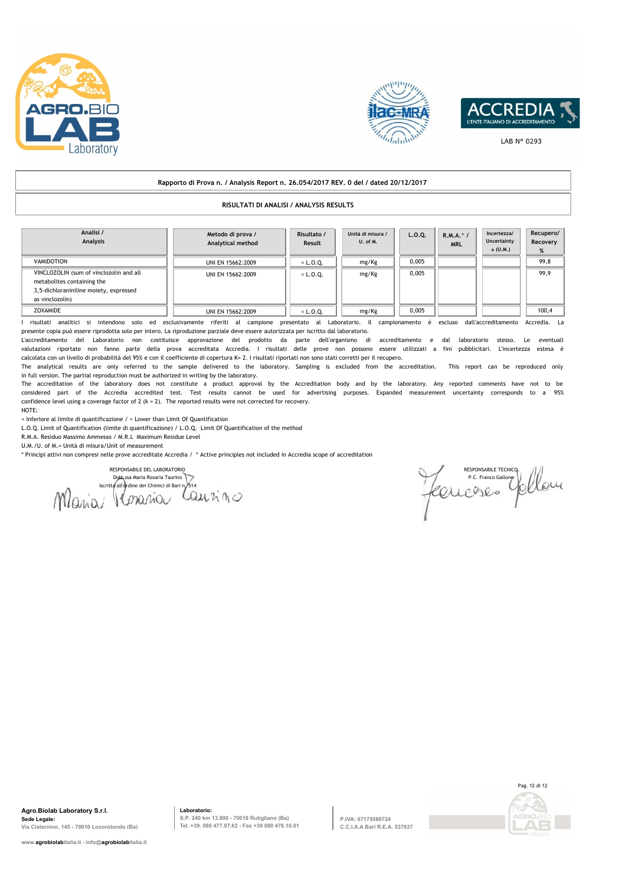AGRO.BIO LAB Laboratory

ACCREDIA L'ENTE ITALIANO DI ACCREDITAMENTO

LAB N° 0293

**Rapporto di Prova n. / Analysis Report n. 26.054/2017 REV. 0 del / dated 20/12/2017**

**RISULTATI DI ANALISI / ANALYSIS RESULTS**

| Analisi / Analysis | Metodo di prova / Analytical method | Risultato / Result | Unità di misura / U. of M. | L.O.Q. | R.M.A.^ / MRL | Incertezza/ Uncertainty ± (U.M.) | Recupero/ Recovery % |
|---|---|---|---|---|---|---|---|
| VAMIDOTION | UNI EN 15662:2009 | < L.O.Q. | mg/Kg | 0,005 | | | 99,8 |
| VINCLOZOLIN (sum of vinclozolin and all metabolites containing the 3,5-dichloraniniline moiety, expressed as vinclozolin) | UNI EN 15662:2009 | < L.O.Q. | mg/Kg | 0,005 | | | 99,9 |
| ZOXAMIDE | UNI EN 15662:2009 | < L.O.Q. | mg/Kg | 0,005 | | | 100,4 |

I risultati analitici si intendono solo ed esclusivamente riferiti al campione presentato al Laboratorio. Il campionamento è escluso dall'accreditamento Accredia. La presente copia può essere riprodotta solo per intero. La riproduzione parziale deve essere autorizzata per iscritto dal laboratorio.
L'accreditamento del Laboratorio non costituisce approvazione del prodotto da parte dell'organismo di accreditamento e dal laboratorio stesso. Le eventuali valutazioni riportate non fanno parte della prova accreditata Accredia. I risultati delle prove non possono essere utilizzati a fini pubblicitari. L'incertezza estesa è calcolata con un livello di probabilità del 95% e con il coefficiente di copertura K= 2. I risultati riportati non sono stati corretti per il recupero.
The analytical results are only referred to the sample delivered to the laboratory. Sampling is excluded from the accreditation. This report can be reproduced only in full version. The partial reproduction must be authorized in writing by the laboratory.
The accreditation of the laboratory does not constitute a product approval by the Accreditation body and by the laboratory. Any reported comments have not to be considered part of the Accredia accredited test. Test results cannot be used for advertising purposes. Expanded measurement uncertainty corresponds to a 95% confidence level using a coverage factor of 2 (k = 2). The reported results were not corrected for recovery.
NOTE:
< Inferiore al limite di quantificazione / < Lower than Limit Of Quantification
L.O.Q. Limit of Quantification (limite di quantificazione) / L.O.Q. Limit Of Quantification of the method
R.M.A. Residuo Massimo Ammesso / M.R.L Maximum Residue Level
U.M./U. of M.= Unità di misura/Unit of measurement
* Principi attivi non compresi nelle prove accreditate Accredia / * Active principles not included in Accredia scope of accreditation

RESPONSABILE DEL LABORATORIO
Dott.ssa Maria Rosaria Taurino
Iscritta all'ordine dei Chimici di Bari n. 514

RESPONSABILE TECNICO
P.C. Franco Gallone

**Agro.Biolab Laboratory S.r.l.**
**Sede Legale:**
Via Cisternino, 145 - 70010 Locorotondo (Ba)

**Laboratorio:**
S.P. 240 km 13.800 - 70018 Rutigliano (Ba)
Tel. +39. 080 477.07.62 - Fax +39 080 476.16.01

P.IVA: 07175580724
C.C.I.A.A Bari R.E.A. 537937

www.agrobiolabitalia.it - info@agrobiolabitalia.it